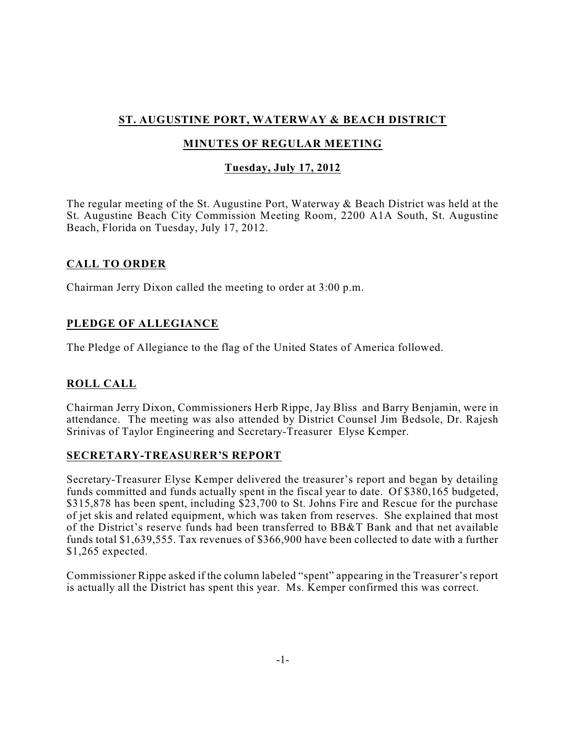# ST. AUGUSTINE PORT, WATERWAY & BEACH DISTRICT

## MINUTES OF REGULAR MEETING

### Tuesday, July 17, 2012

The regular meeting of the St. Augustine Port, Waterway & Beach District was held at the St. Augustine Beach City Commission Meeting Room, 2200 A1A South, St. Augustine Beach, Florida on Tuesday, July 17, 2012.

## CALL TO ORDER

Chairman Jerry Dixon called the meeting to order at 3:00 p.m.

## PLEDGE OF ALLEGIANCE

The Pledge of Allegiance to the flag of the United States of America followed.

## ROLL CALL

Chairman Jerry Dixon, Commissioners Herb Rippe, Jay Bliss and Barry Benjamin, were in attendance. The meeting was also attended by District Counsel Jim Bedsole, Dr. Rajesh Srinivas of Taylor Engineering and Secretary-Treasurer Elyse Kemper.

## SECRETARY-TREASURER'S REPORT

Secretary-Treasurer Elyse Kemper delivered the treasurer's report and began by detailing funds committed and funds actually spent in the fiscal year to date. Of $380,165 budgeted, $315,878 has been spent, including $23,700 to St. Johns Fire and Rescue for the purchase of jet skis and related equipment, which was taken from reserves. She explained that most of the District's reserve funds had been transferred to BB&T Bank and that net available funds total $1,639,555. Tax revenues of $366,900 have been collected to date with a further $1,265 expected.

Commissioner Rippe asked if the column labeled "spent" appearing in the Treasurer's report is actually all the District has spent this year. Ms. Kemper confirmed this was correct.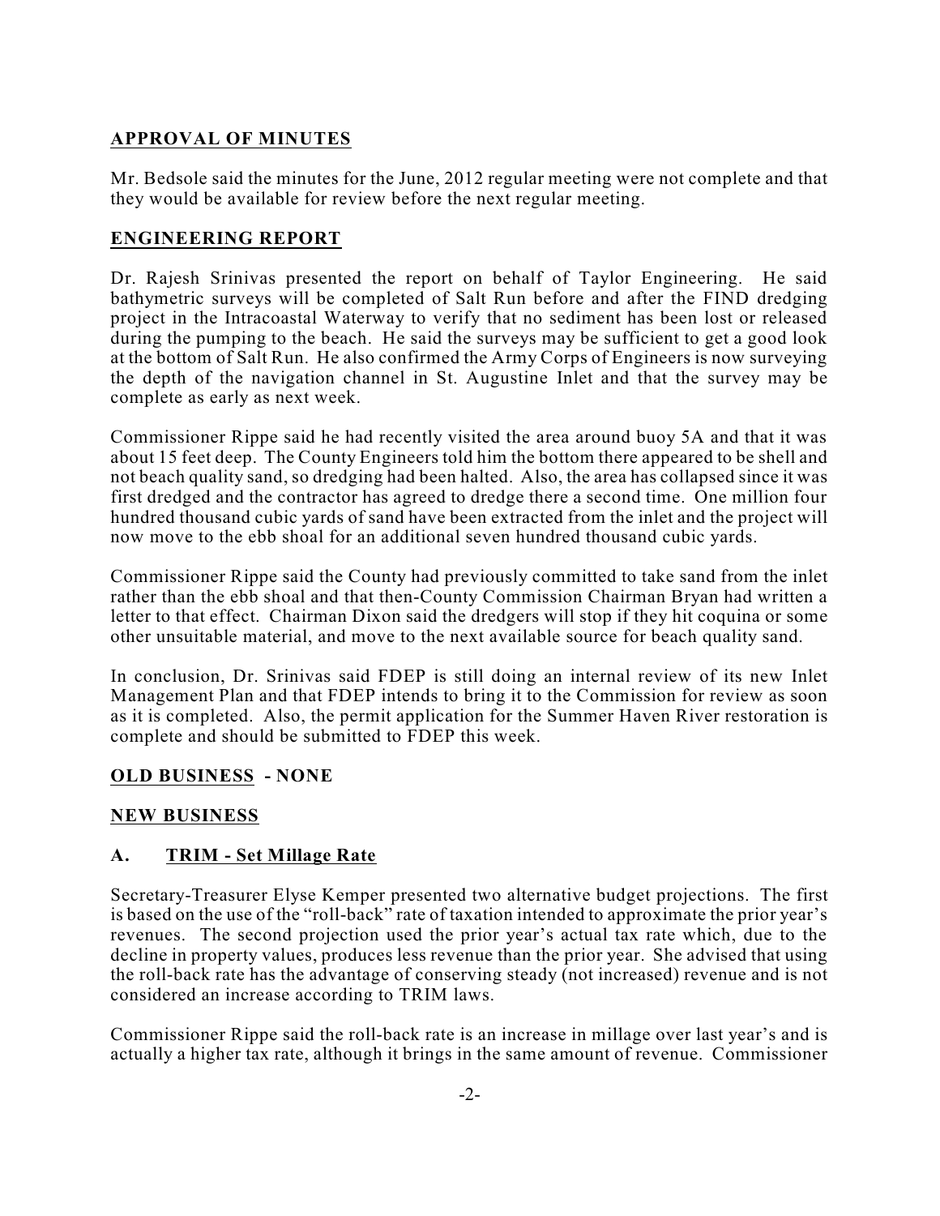## APPROVAL OF MINUTES

Mr. Bedsole said the minutes for the June, 2012 regular meeting were not complete and that they would be available for review before the next regular meeting.

## ENGINEERING REPORT

Dr. Rajesh Srinivas presented the report on behalf of Taylor Engineering. He said bathymetric surveys will be completed of Salt Run before and after the FIND dredging project in the Intracoastal Waterway to verify that no sediment has been lost or released during the pumping to the beach. He said the surveys may be sufficient to get a good look at the bottom of Salt Run. He also confirmed the Army Corps of Engineers is now surveying the depth of the navigation channel in St. Augustine Inlet and that the survey may be complete as early as next week.

Commissioner Rippe said he had recently visited the area around buoy 5A and that it was about 15 feet deep. The County Engineers told him the bottom there appeared to be shell and not beach quality sand, so dredging had been halted. Also, the area has collapsed since it was first dredged and the contractor has agreed to dredge there a second time. One million four hundred thousand cubic yards of sand have been extracted from the inlet and the project will now move to the ebb shoal for an additional seven hundred thousand cubic yards.

Commissioner Rippe said the County had previously committed to take sand from the inlet rather than the ebb shoal and that then-County Commission Chairman Bryan had written a letter to that effect. Chairman Dixon said the dredgers will stop if they hit coquina or some other unsuitable material, and move to the next available source for beach quality sand.

In conclusion, Dr. Srinivas said FDEP is still doing an internal review of its new Inlet Management Plan and that FDEP intends to bring it to the Commission for review as soon as it is completed. Also, the permit application for the Summer Haven River restoration is complete and should be submitted to FDEP this week.

## OLD BUSINESS - NONE

## NEW BUSINESS

### A. TRIM - Set Millage Rate

Secretary-Treasurer Elyse Kemper presented two alternative budget projections. The first is based on the use of the "roll-back" rate of taxation intended to approximate the prior year's revenues. The second projection used the prior year's actual tax rate which, due to the decline in property values, produces less revenue than the prior year. She advised that using the roll-back rate has the advantage of conserving steady (not increased) revenue and is not considered an increase according to TRIM laws.

Commissioner Rippe said the roll-back rate is an increase in millage over last year's and is actually a higher tax rate, although it brings in the same amount of revenue. Commissioner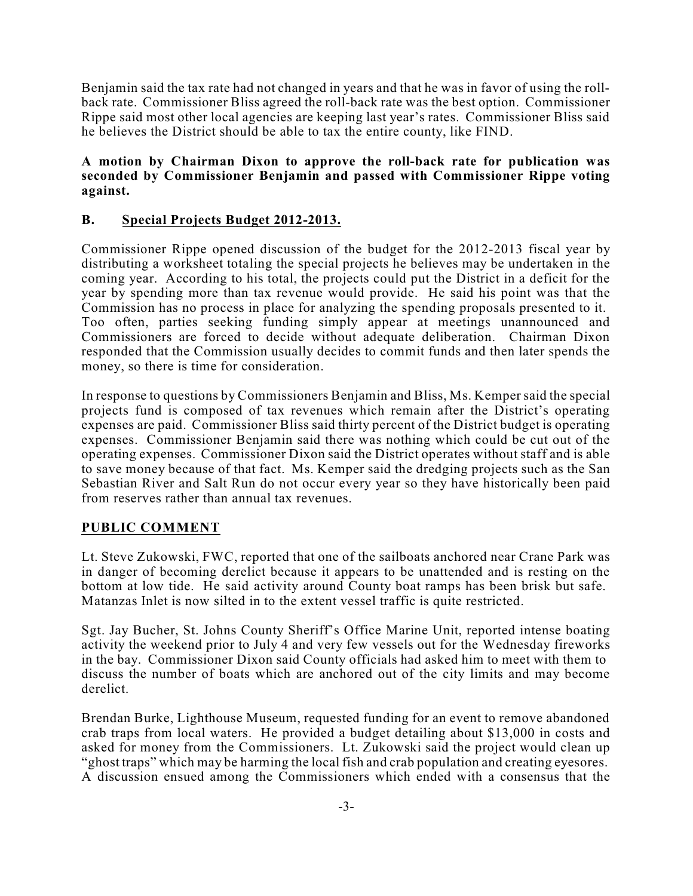Benjamin said the tax rate had not changed in years and that he was in favor of using the roll-back rate. Commissioner Bliss agreed the roll-back rate was the best option. Commissioner Rippe said most other local agencies are keeping last year's rates. Commissioner Bliss said he believes the District should be able to tax the entire county, like FIND.

**A motion by Chairman Dixon to approve the roll-back rate for publication was seconded by Commissioner Benjamin and passed with Commissioner Rippe voting against.**

**B. Special Projects Budget 2012-2013.**

Commissioner Rippe opened discussion of the budget for the 2012-2013 fiscal year by distributing a worksheet totaling the special projects he believes may be undertaken in the coming year. According to his total, the projects could put the District in a deficit for the year by spending more than tax revenue would provide. He said his point was that the Commission has no process in place for analyzing the spending proposals presented to it. Too often, parties seeking funding simply appear at meetings unannounced and Commissioners are forced to decide without adequate deliberation. Chairman Dixon responded that the Commission usually decides to commit funds and then later spends the money, so there is time for consideration.

In response to questions by Commissioners Benjamin and Bliss, Ms. Kemper said the special projects fund is composed of tax revenues which remain after the District's operating expenses are paid. Commissioner Bliss said thirty percent of the District budget is operating expenses. Commissioner Benjamin said there was nothing which could be cut out of the operating expenses. Commissioner Dixon said the District operates without staff and is able to save money because of that fact. Ms. Kemper said the dredging projects such as the San Sebastian River and Salt Run do not occur every year so they have historically been paid from reserves rather than annual tax revenues.

**PUBLIC COMMENT**

Lt. Steve Zukowski, FWC, reported that one of the sailboats anchored near Crane Park was in danger of becoming derelict because it appears to be unattended and is resting on the bottom at low tide. He said activity around County boat ramps has been brisk but safe. Matanzas Inlet is now silted in to the extent vessel traffic is quite restricted.

Sgt. Jay Bucher, St. Johns County Sheriff's Office Marine Unit, reported intense boating activity the weekend prior to July 4 and very few vessels out for the Wednesday fireworks in the bay. Commissioner Dixon said County officials had asked him to meet with them to discuss the number of boats which are anchored out of the city limits and may become derelict.

Brendan Burke, Lighthouse Museum, requested funding for an event to remove abandoned crab traps from local waters. He provided a budget detailing about $13,000 in costs and asked for money from the Commissioners. Lt. Zukowski said the project would clean up "ghost traps" which may be harming the local fish and crab population and creating eyesores. A discussion ensued among the Commissioners which ended with a consensus that the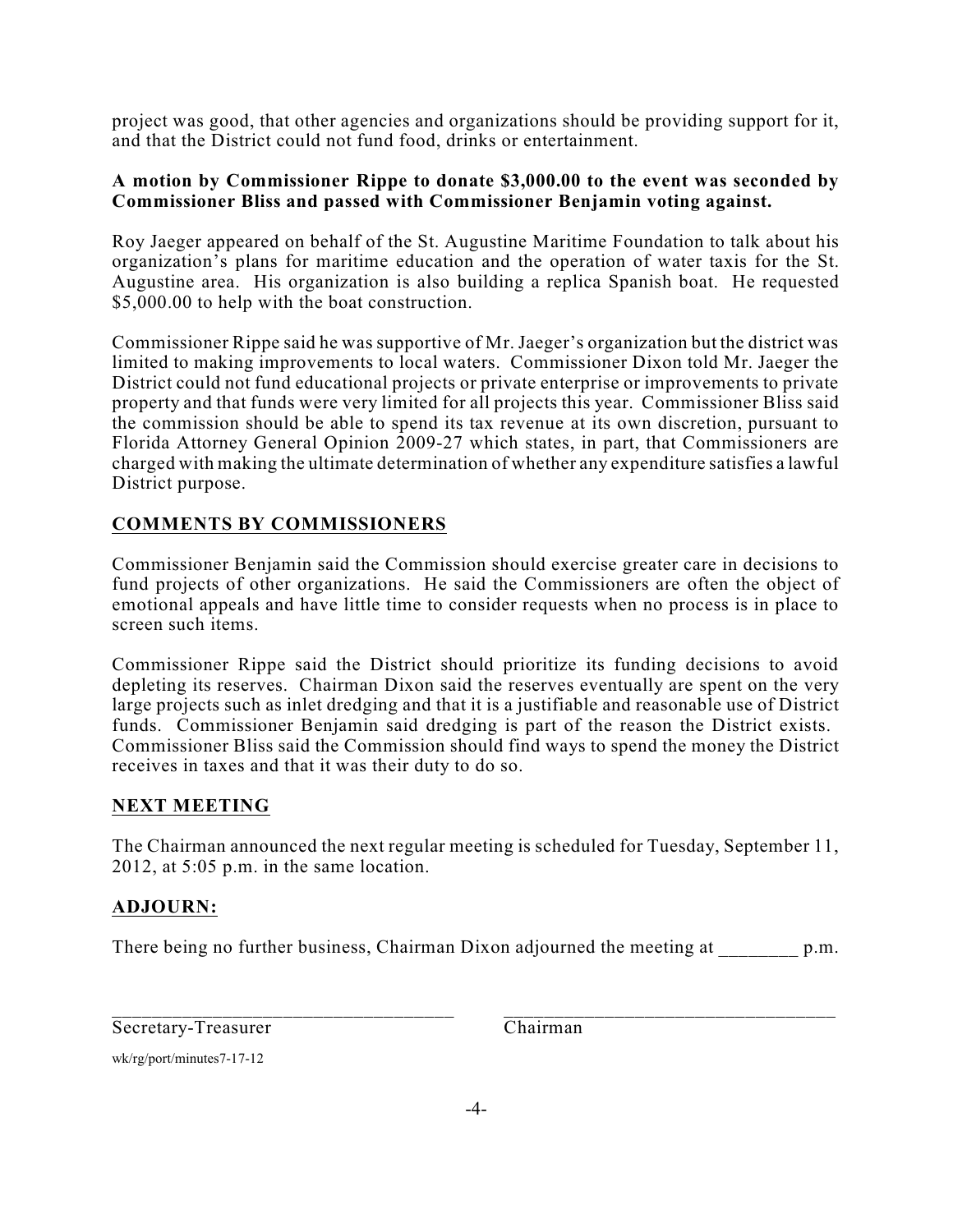project was good, that other agencies and organizations should be providing support for it, and that the District could not fund food, drinks or entertainment.

**A motion by Commissioner Rippe to donate $3,000.00 to the event was seconded by Commissioner Bliss and passed with Commissioner Benjamin voting against.**

Roy Jaeger appeared on behalf of the St. Augustine Maritime Foundation to talk about his organization's plans for maritime education and the operation of water taxis for the St. Augustine area. His organization is also building a replica Spanish boat. He requested $5,000.00 to help with the boat construction.

Commissioner Rippe said he was supportive of Mr. Jaeger's organization but the district was limited to making improvements to local waters. Commissioner Dixon told Mr. Jaeger the District could not fund educational projects or private enterprise or improvements to private property and that funds were very limited for all projects this year. Commissioner Bliss said the commission should be able to spend its tax revenue at its own discretion, pursuant to Florida Attorney General Opinion 2009-27 which states, in part, that Commissioners are charged with making the ultimate determination of whether any expenditure satisfies a lawful District purpose.

## COMMENTS BY COMMISSIONERS

Commissioner Benjamin said the Commission should exercise greater care in decisions to fund projects of other organizations. He said the Commissioners are often the object of emotional appeals and have little time to consider requests when no process is in place to screen such items.

Commissioner Rippe said the District should prioritize its funding decisions to avoid depleting its reserves. Chairman Dixon said the reserves eventually are spent on the very large projects such as inlet dredging and that it is a justifiable and reasonable use of District funds. Commissioner Benjamin said dredging is part of the reason the District exists. Commissioner Bliss said the Commission should find ways to spend the money the District receives in taxes and that it was their duty to do so.

## NEXT MEETING

The Chairman announced the next regular meeting is scheduled for Tuesday, September 11, 2012, at 5:05 p.m. in the same location.

## ADJOURN:

There being no further business, Chairman Dixon adjourned the meeting at ________ p.m.

_________________________________ _________________________________

Secretary-Treasurer Chairman

wk/rg/port/minutes7-17-12